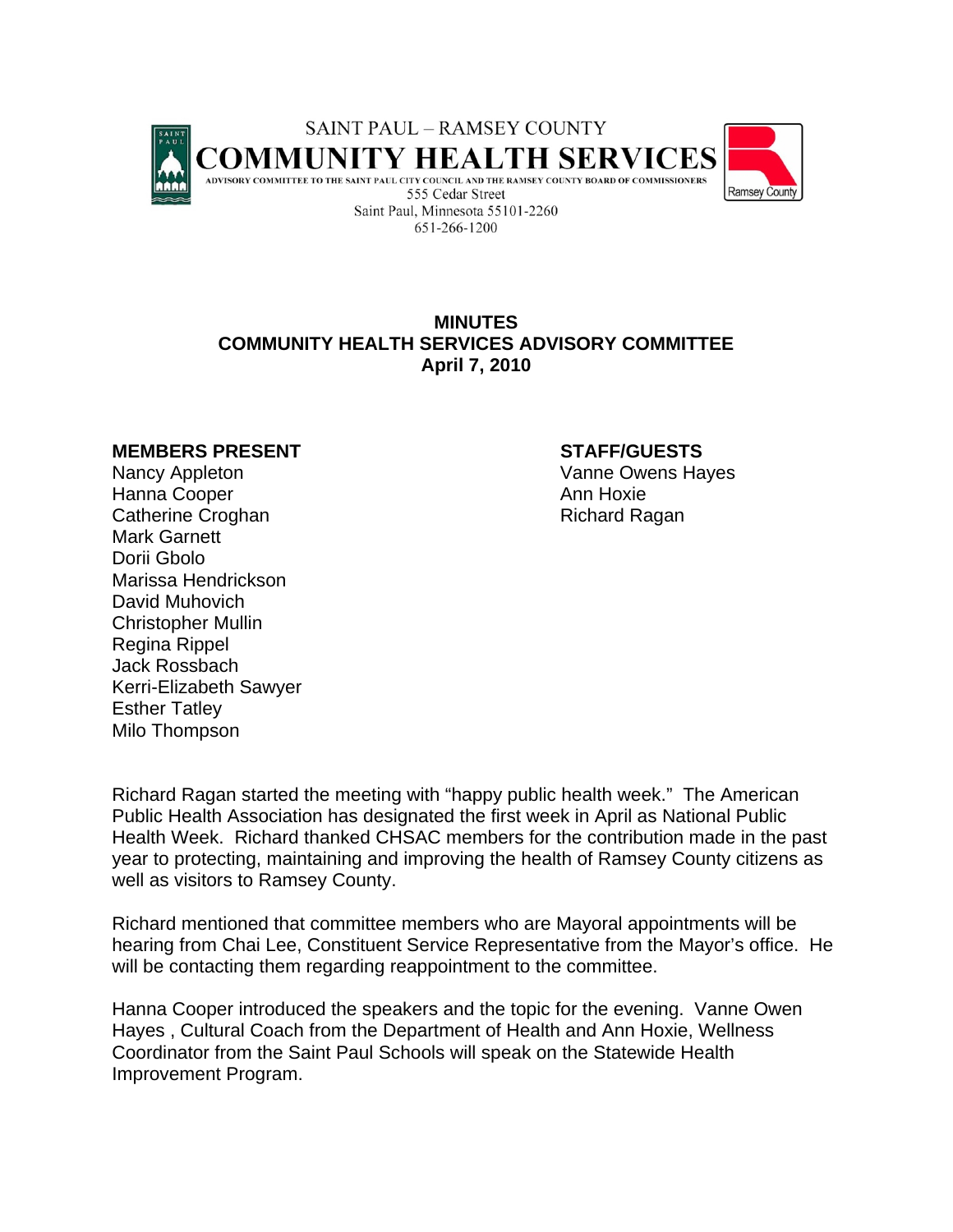SAINT PAUL – RAMSEY COUNTY

# COMMUNITY HEALTH SERVICES

ADVISORY COMMITTEE TO THE SAINT PAUL CITY COUNCIL AND THE RAMSEY COUNTY BOARD OF COMMISSIONERS

555 Cedar Street
Saint Paul, Minnesota 55101-2260
651-266-1200

## MINUTES
## COMMUNITY HEALTH SERVICES ADVISORY COMMITTEE
## April 7, 2010

**MEMBERS PRESENT**

Nancy Appleton
Hanna Cooper
Catherine Croghan
Mark Garnett
Dorii Gbolo
Marissa Hendrickson
David Muhovich
Christopher Mullin
Regina Rippel
Jack Rossbach
Kerri-Elizabeth Sawyer
Esther Tatley
Milo Thompson

**STAFF/GUESTS**

Vanne Owens Hayes
Ann Hoxie
Richard Ragan

Richard Ragan started the meeting with "happy public health week." The American Public Health Association has designated the first week in April as National Public Health Week. Richard thanked CHSAC members for the contribution made in the past year to protecting, maintaining and improving the health of Ramsey County citizens as well as visitors to Ramsey County.

Richard mentioned that committee members who are Mayoral appointments will be hearing from Chai Lee, Constituent Service Representative from the Mayor's office. He will be contacting them regarding reappointment to the committee.

Hanna Cooper introduced the speakers and the topic for the evening. Vanne Owen Hayes , Cultural Coach from the Department of Health and Ann Hoxie, Wellness Coordinator from the Saint Paul Schools will speak on the Statewide Health Improvement Program.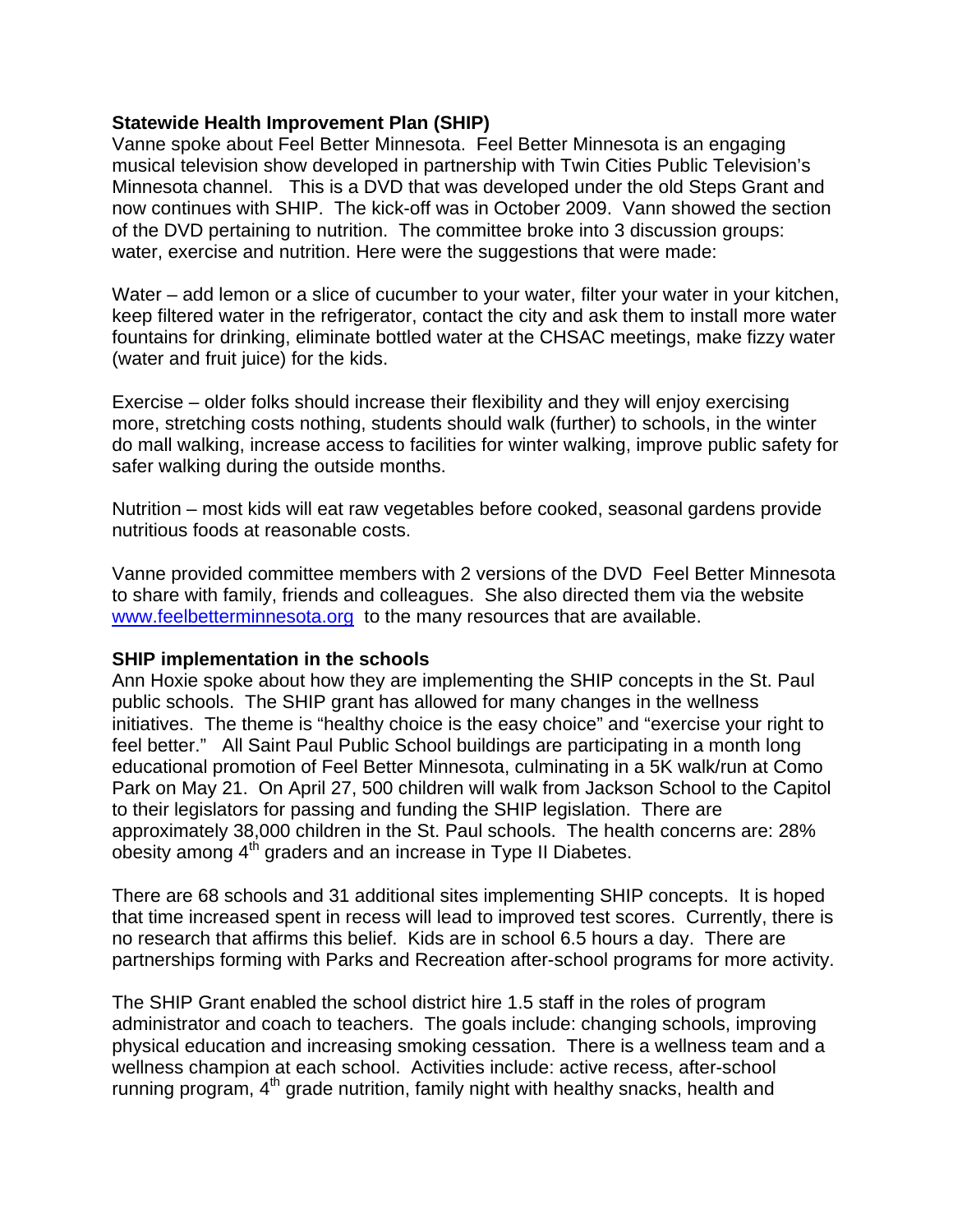**Statewide Health Improvement Plan (SHIP)**

Vanne spoke about Feel Better Minnesota. Feel Better Minnesota is an engaging musical television show developed in partnership with Twin Cities Public Television's Minnesota channel. This is a DVD that was developed under the old Steps Grant and now continues with SHIP. The kick-off was in October 2009. Vann showed the section of the DVD pertaining to nutrition. The committee broke into 3 discussion groups: water, exercise and nutrition. Here were the suggestions that were made:

Water – add lemon or a slice of cucumber to your water, filter your water in your kitchen, keep filtered water in the refrigerator, contact the city and ask them to install more water fountains for drinking, eliminate bottled water at the CHSAC meetings, make fizzy water (water and fruit juice) for the kids.

Exercise – older folks should increase their flexibility and they will enjoy exercising more, stretching costs nothing, students should walk (further) to schools, in the winter do mall walking, increase access to facilities for winter walking, improve public safety for safer walking during the outside months.

Nutrition – most kids will eat raw vegetables before cooked, seasonal gardens provide nutritious foods at reasonable costs.

Vanne provided committee members with 2 versions of the DVD Feel Better Minnesota to share with family, friends and colleagues. She also directed them via the website [www.feelbetterminnesota.org](http://www.feelbetterminnesota.org) to the many resources that are available.

**SHIP implementation in the schools**

Ann Hoxie spoke about how they are implementing the SHIP concepts in the St. Paul public schools. The SHIP grant has allowed for many changes in the wellness initiatives. The theme is "healthy choice is the easy choice" and "exercise your right to feel better." All Saint Paul Public School buildings are participating in a month long educational promotion of Feel Better Minnesota, culminating in a 5K walk/run at Como Park on May 21. On April 27, 500 children will walk from Jackson School to the Capitol to their legislators for passing and funding the SHIP legislation. There are approximately 38,000 children in the St. Paul schools. The health concerns are: 28% obesity among 4th graders and an increase in Type II Diabetes.

There are 68 schools and 31 additional sites implementing SHIP concepts. It is hoped that time increased spent in recess will lead to improved test scores. Currently, there is no research that affirms this belief. Kids are in school 6.5 hours a day. There are partnerships forming with Parks and Recreation after-school programs for more activity.

The SHIP Grant enabled the school district hire 1.5 staff in the roles of program administrator and coach to teachers. The goals include: changing schools, improving physical education and increasing smoking cessation. There is a wellness team and a wellness champion at each school. Activities include: active recess, after-school running program, 4th grade nutrition, family night with healthy snacks, health and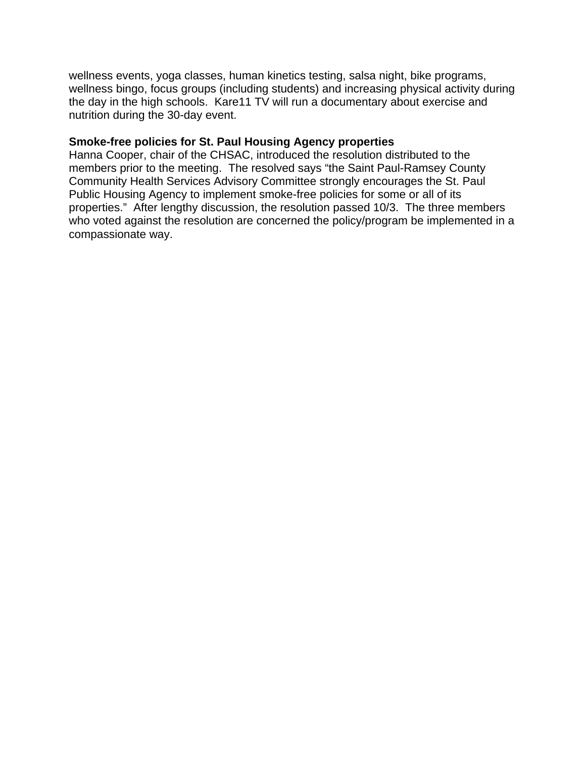wellness events, yoga classes, human kinetics testing, salsa night, bike programs, wellness bingo, focus groups (including students) and increasing physical activity during the day in the high schools. Kare11 TV will run a documentary about exercise and nutrition during the 30-day event.

**Smoke-free policies for St. Paul Housing Agency properties**
Hanna Cooper, chair of the CHSAC, introduced the resolution distributed to the members prior to the meeting. The resolved says "the Saint Paul-Ramsey County Community Health Services Advisory Committee strongly encourages the St. Paul Public Housing Agency to implement smoke-free policies for some or all of its properties." After lengthy discussion, the resolution passed 10/3. The three members who voted against the resolution are concerned the policy/program be implemented in a compassionate way.